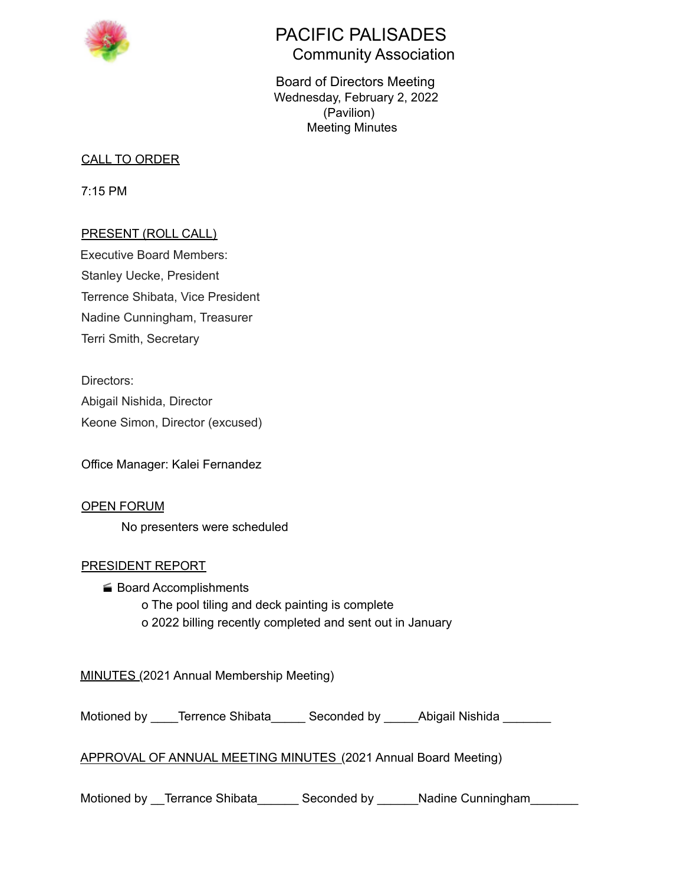# PACIFIC PALISADES
## Community Association

Board of Directors Meeting
Wednesday, February 2, 2022
(Pavilion)
Meeting Minutes

CALL TO ORDER

7:15 PM

PRESENT (ROLL CALL)

Executive Board Members:
Stanley Uecke, President
Terrence Shibata, Vice President
Nadine Cunningham, Treasurer
Terri Smith, Secretary

Directors:
Abigail Nishida, Director
Keone Simon, Director (excused)

Office Manager: Kalei Fernandez

OPEN FORUM

No presenters were scheduled

PRESIDENT REPORT

- Board Accomplishments
  - o The pool tiling and deck painting is complete
  - o 2022 billing recently completed and sent out in January

MINUTES (2021 Annual Membership Meeting)

Motioned by ____Terrence Shibata_____ Seconded by _____Abigail Nishida _______

APPROVAL OF ANNUAL MEETING MINUTES (2021 Annual Board Meeting)

Motioned by __Terrance Shibata______ Seconded by ______Nadine Cunningham_______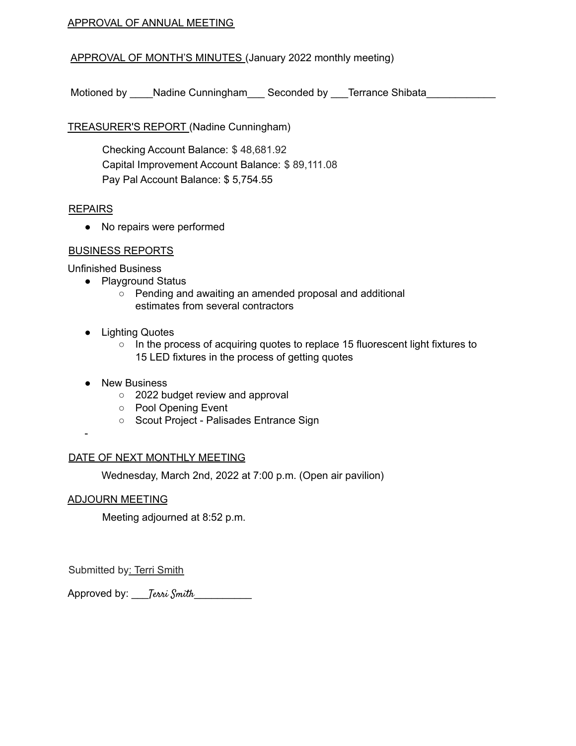APPROVAL OF ANNUAL MEETING

APPROVAL OF MONTH'S MINUTES (January 2022 monthly meeting)

Motioned by ____Nadine Cunningham___ Seconded by ___Terrance Shibata____________

TREASURER'S REPORT (Nadine Cunningham)

Checking Account Balance: $ 48,681.92
Capital Improvement Account Balance: $ 89,111.08
Pay Pal Account Balance: $ 5,754.55

REPAIRS

- No repairs were performed

BUSINESS REPORTS

Unfinished Business

- Playground Status
  - Pending and awaiting an amended proposal and additional estimates from several contractors

- Lighting Quotes
  - In the process of acquiring quotes to replace 15 fluorescent light fixtures to 15 LED fixtures in the process of getting quotes

- New Business
  - 2022 budget review and approval
  - Pool Opening Event
  - Scout Project - Palisades Entrance Sign

-

DATE OF NEXT MONTHLY MEETING

Wednesday, March 2nd, 2022 at 7:00 p.m. (Open air pavilion)

ADJOURN MEETING

Meeting adjourned at 8:52 p.m.

Submitted by: Terri Smith

Approved by: ___Terri Smith__________